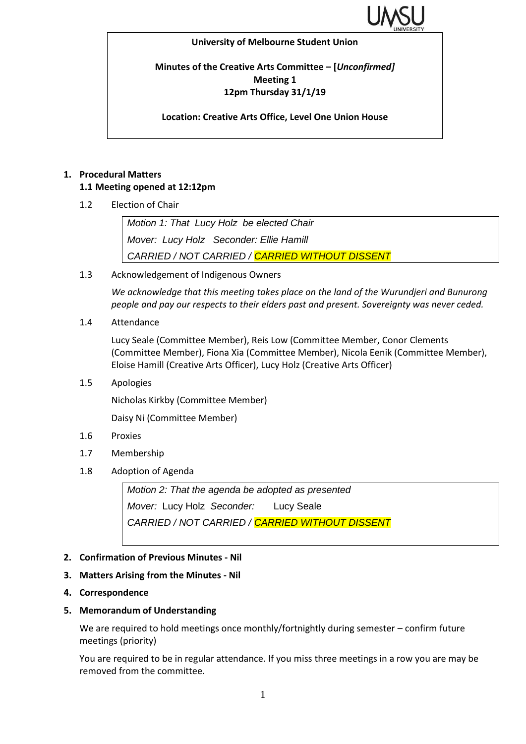**University of Melbourne Student Union**

**Minutes of the Creative Arts Committee – [*Unconfirmed]***
**Meeting 1**
**12pm Thursday 31/1/19**

**Location: Creative Arts Office, Level One Union House**

1. **Procedural Matters**

   **1.1 Meeting opened at 12:12pm**

   1.2 Election of Chair

   | |
   |---|
   | *Motion 1: That Lucy Holz be elected Chair* |
   | *Mover: Lucy Holz Seconder: Ellie Hamill* |
   | *CARRIED / NOT CARRIED / CARRIED WITHOUT DISSENT* |

   1.3 Acknowledgement of Indigenous Owners

   *We acknowledge that this meeting takes place on the land of the Wurundjeri and Bunurong people and pay our respects to their elders past and present. Sovereignty was never ceded.*

   1.4 Attendance

   Lucy Seale (Committee Member), Reis Low (Committee Member, Conor Clements (Committee Member), Fiona Xia (Committee Member), Nicola Eenik (Committee Member), Eloise Hamill (Creative Arts Officer), Lucy Holz (Creative Arts Officer)

   1.5 Apologies

   Nicholas Kirkby (Committee Member)

   Daisy Ni (Committee Member)

   1.6 Proxies

   1.7 Membership

   1.8 Adoption of Agenda

   | |
   |---|
   | *Motion 2: That the agenda be adopted as presented* |
   | *Mover:* Lucy Holz *Seconder:* Lucy Seale |
   | *CARRIED / NOT CARRIED / CARRIED WITHOUT DISSENT* |

2. **Confirmation of Previous Minutes - Nil**
3. **Matters Arising from the Minutes - Nil**
4. **Correspondence**
5. **Memorandum of Understanding**

   We are required to hold meetings once monthly/fortnightly during semester – confirm future meetings (priority)

   You are required to be in regular attendance. If you miss three meetings in a row you are may be removed from the committee.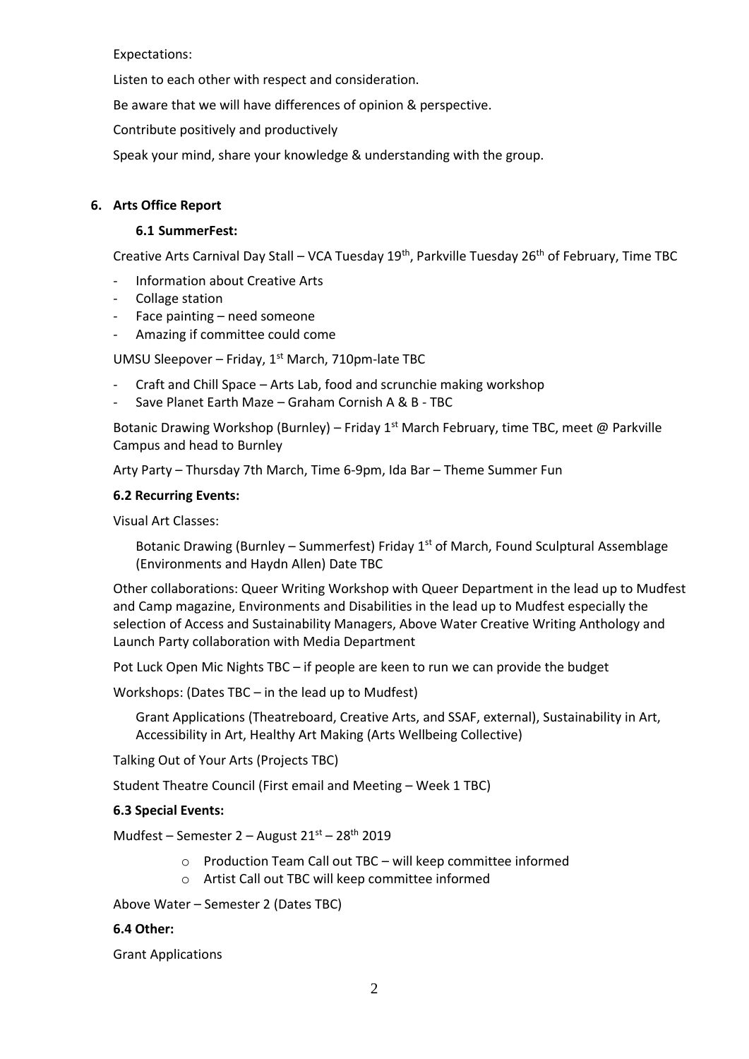Expectations:

Listen to each other with respect and consideration.

Be aware that we will have differences of opinion & perspective.

Contribute positively and productively

Speak your mind, share your knowledge & understanding with the group.

**6. Arts Office Report**

**6.1 SummerFest:**

Creative Arts Carnival Day Stall – VCA Tuesday 19th, Parkville Tuesday 26th of February, Time TBC

- Information about Creative Arts
- Collage station
- Face painting – need someone
- Amazing if committee could come

UMSU Sleepover – Friday, 1st March, 710pm-late TBC

- Craft and Chill Space – Arts Lab, food and scrunchie making workshop
- Save Planet Earth Maze – Graham Cornish A & B - TBC

Botanic Drawing Workshop (Burnley) – Friday 1st March February, time TBC, meet @ Parkville Campus and head to Burnley

Arty Party – Thursday 7th March, Time 6-9pm, Ida Bar – Theme Summer Fun

**6.2 Recurring Events:**

Visual Art Classes:

Botanic Drawing (Burnley – Summerfest) Friday 1st of March, Found Sculptural Assemblage (Environments and Haydn Allen) Date TBC

Other collaborations: Queer Writing Workshop with Queer Department in the lead up to Mudfest and Camp magazine, Environments and Disabilities in the lead up to Mudfest especially the selection of Access and Sustainability Managers, Above Water Creative Writing Anthology and Launch Party collaboration with Media Department

Pot Luck Open Mic Nights TBC – if people are keen to run we can provide the budget

Workshops: (Dates TBC – in the lead up to Mudfest)

Grant Applications (Theatreboard, Creative Arts, and SSAF, external), Sustainability in Art, Accessibility in Art, Healthy Art Making (Arts Wellbeing Collective)

Talking Out of Your Arts (Projects TBC)

Student Theatre Council (First email and Meeting – Week 1 TBC)

**6.3 Special Events:**

Mudfest – Semester 2 – August 21st – 28th 2019

- Production Team Call out TBC – will keep committee informed
- Artist Call out TBC will keep committee informed

Above Water – Semester 2 (Dates TBC)

**6.4 Other:**

Grant Applications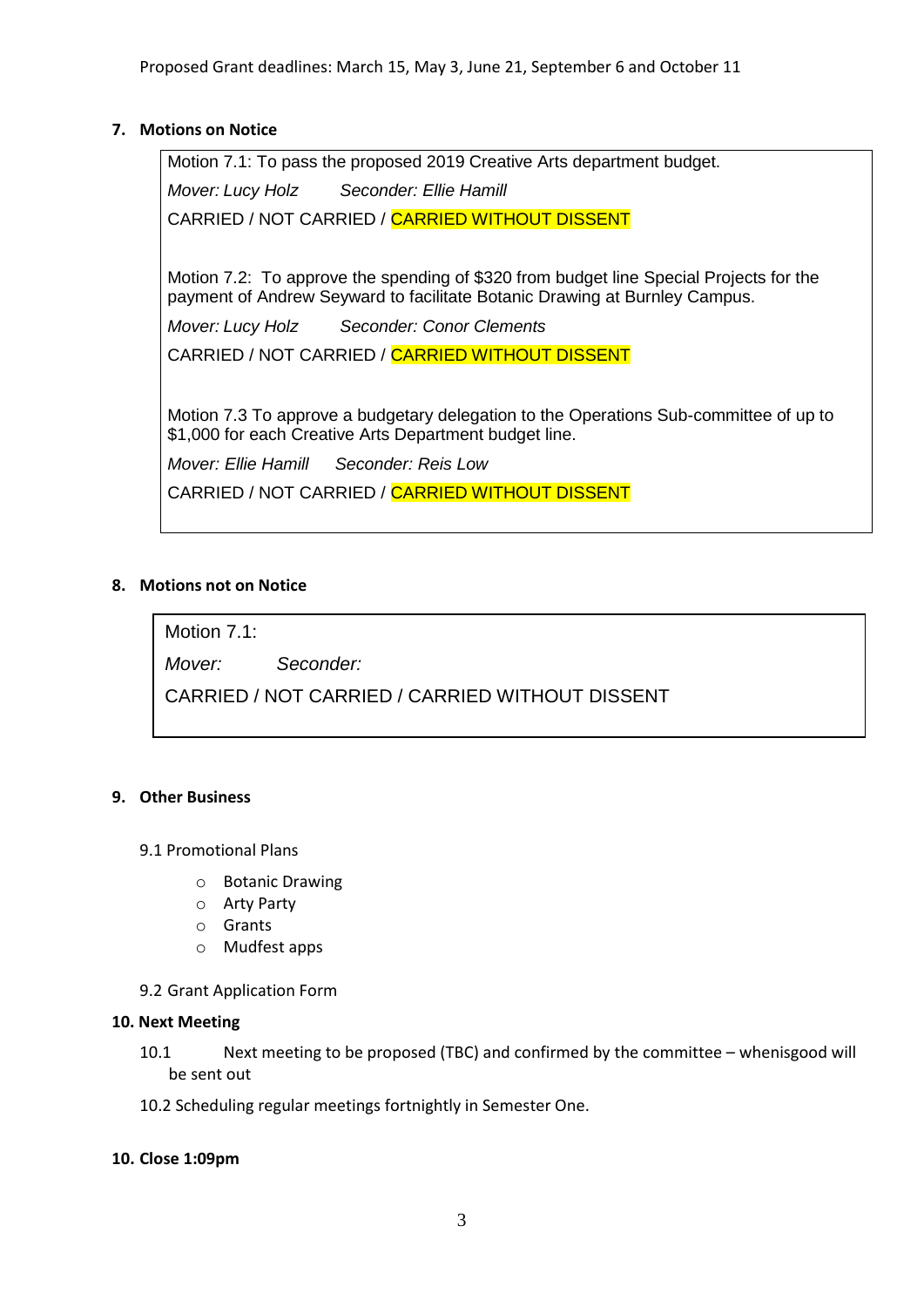Proposed Grant deadlines: March 15, May 3, June 21, September 6 and October 11

## 7. Motions on Notice

Motion 7.1: To pass the proposed 2019 Creative Arts department budget.

*Mover: Lucy Holz* *Seconder: Ellie Hamill*

CARRIED / NOT CARRIED / CARRIED WITHOUT DISSENT

Motion 7.2: To approve the spending of $320 from budget line Special Projects for the payment of Andrew Seyward to facilitate Botanic Drawing at Burnley Campus.

*Mover: Lucy Holz* *Seconder: Conor Clements*

CARRIED / NOT CARRIED / CARRIED WITHOUT DISSENT

Motion 7.3 To approve a budgetary delegation to the Operations Sub-committee of up to $1,000 for each Creative Arts Department budget line.

*Mover: Ellie Hamill* *Seconder: Reis Low*

CARRIED / NOT CARRIED / CARRIED WITHOUT DISSENT

## 8. Motions not on Notice

Motion 7.1:

*Mover:* *Seconder:*

CARRIED / NOT CARRIED / CARRIED WITHOUT DISSENT

## 9. Other Business

9.1 Promotional Plans

- Botanic Drawing
- Arty Party
- Grants
- Mudfest apps

9.2 Grant Application Form

## 10. Next Meeting

10.1 Next meeting to be proposed (TBC) and confirmed by the committee – whenisgood will be sent out

10.2 Scheduling regular meetings fortnightly in Semester One.

## 10. Close 1:09pm